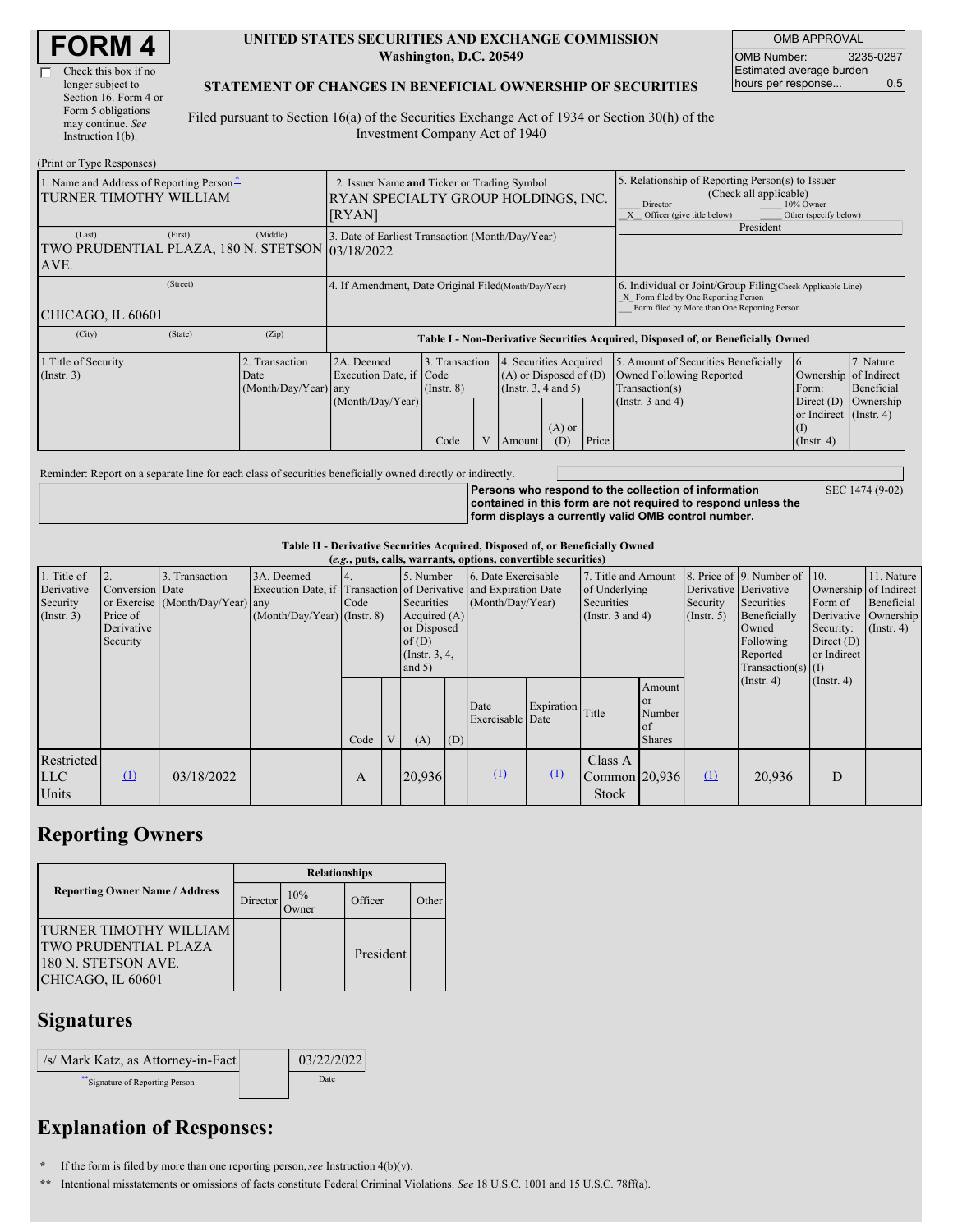# FORM 4

☐ Check this box if no longer subject to Section 16. Form 4 or Form 5 obligations may continue. *See* Instruction 1(b).

**UNITED STATES SECURITIES AND EXCHANGE COMMISSION**
**Washington, D.C. 20549**

**STATEMENT OF CHANGES IN BENEFICIAL OWNERSHIP OF SECURITIES**

Filed pursuant to Section 16(a) of the Securities Exchange Act of 1934 or Section 30(h) of the Investment Company Act of 1940

| OMB APPROVAL | |
|---|---|
| OMB Number: | 3235-0287 |
| Estimated average burden hours per response... | 0.5 |

(Print or Type Responses)

| 1. Name and Address of Reporting Person* | 2. Issuer Name **and** Ticker or Trading Symbol | 5. Relationship of Reporting Person(s) to Issuer (Check all applicable) |
|---|---|---|
| TURNER TIMOTHY WILLIAM | RYAN SPECIALTY GROUP HOLDINGS, INC. [RYAN] | ___ Director ___ 10% Owner _X_ Officer (give title below) ___ Other (specify below) |
| (Last) (First) (Middle) TWO PRUDENTIAL PLAZA, 180 N. STETSON AVE. | 3. Date of Earliest Transaction (Month/Day/Year) 03/18/2022 | President |
| (Street) CHICAGO, IL 60601 | 4. If Amendment, Date Original Filed (Month/Day/Year) | 6. Individual or Joint/Group Filing (Check Applicable Line) _X_ Form filed by One Reporting Person ___ Form filed by More than One Reporting Person |
| (City) (State) (Zip) | | |

**Table I - Non-Derivative Securities Acquired, Disposed of, or Beneficially Owned**

| 1.Title of Security (Instr. 3) | 2. Transaction Date (Month/Day/Year) | 2A. Deemed Execution Date, if any (Month/Day/Year) | 3. Transaction Code (Instr. 8) Code | V | 4. Securities Acquired (A) or Disposed of (D) (Instr. 3, 4 and 5) Amount | (A) or (D) | Price | 5. Amount of Securities Beneficially Owned Following Reported Transaction(s) (Instr. 3 and 4) | 6. Ownership Form: Direct (D) or Indirect (I) (Instr. 4) | 7. Nature of Indirect Beneficial Ownership (Instr. 4) |
|---|---|---|---|---|---|---|---|---|---|---|

Reminder: Report on a separate line for each class of securities beneficially owned directly or indirectly.

**Persons who respond to the collection of information contained in this form are not required to respond unless the form displays a currently valid OMB control number.** SEC 1474 (9-02)

**Table II - Derivative Securities Acquired, Disposed of, or Beneficially Owned**
**(*e.g.*, puts, calls, warrants, options, convertible securities)**

| 1. Title of Derivative Security (Instr. 3) | 2. Conversion or Exercise Price of Derivative Security | 3. Transaction Date (Month/Day/Year) | 3A. Deemed Execution Date, if any (Month/Day/Year) | 4. Transaction Code (Instr. 8) Code | V | 5. Number of Derivative Securities Acquired (A) or Disposed of (D) (Instr. 3, 4, and 5) (A) | (D) | 6. Date Exercisable and Expiration Date (Month/Day/Year) Date Exercisable | Expiration Date | 7. Title and Amount of Underlying Securities (Instr. 3 and 4) Title | Amount or Number of Shares | 8. Price of Derivative Security (Instr. 5) | 9. Number of Derivative Securities Beneficially Owned Following Reported Transaction(s) (Instr. 4) | 10. Ownership Form of Derivative Security: Direct (D) or Indirect (I) (Instr. 4) | 11. Nature of Indirect Beneficial Ownership (Instr. 4) |
|---|---|---|---|---|---|---|---|---|---|---|---|---|---|---|---|
| Restricted LLC Units | (1) | 03/18/2022 | | A | | 20,936 | | (1) | (1) | Class A Common Stock | 20,936 | (1) | 20,936 | D | |

## Reporting Owners

| Reporting Owner Name / Address | Relationships | | | |
|---|---|---|---|---|
| | Director | 10% Owner | Officer | Other |
| TURNER TIMOTHY WILLIAM TWO PRUDENTIAL PLAZA 180 N. STETSON AVE. CHICAGO, IL 60601 | | | President | |

## Signatures

| /s/ Mark Katz, as Attorney-in-Fact | 03/22/2022 |
|---|---|
| **Signature of Reporting Person | Date |

## Explanation of Responses:

\* If the form is filed by more than one reporting person, *see* Instruction 4(b)(v).

\*\* Intentional misstatements or omissions of facts constitute Federal Criminal Violations. *See* 18 U.S.C. 1001 and 15 U.S.C. 78ff(a).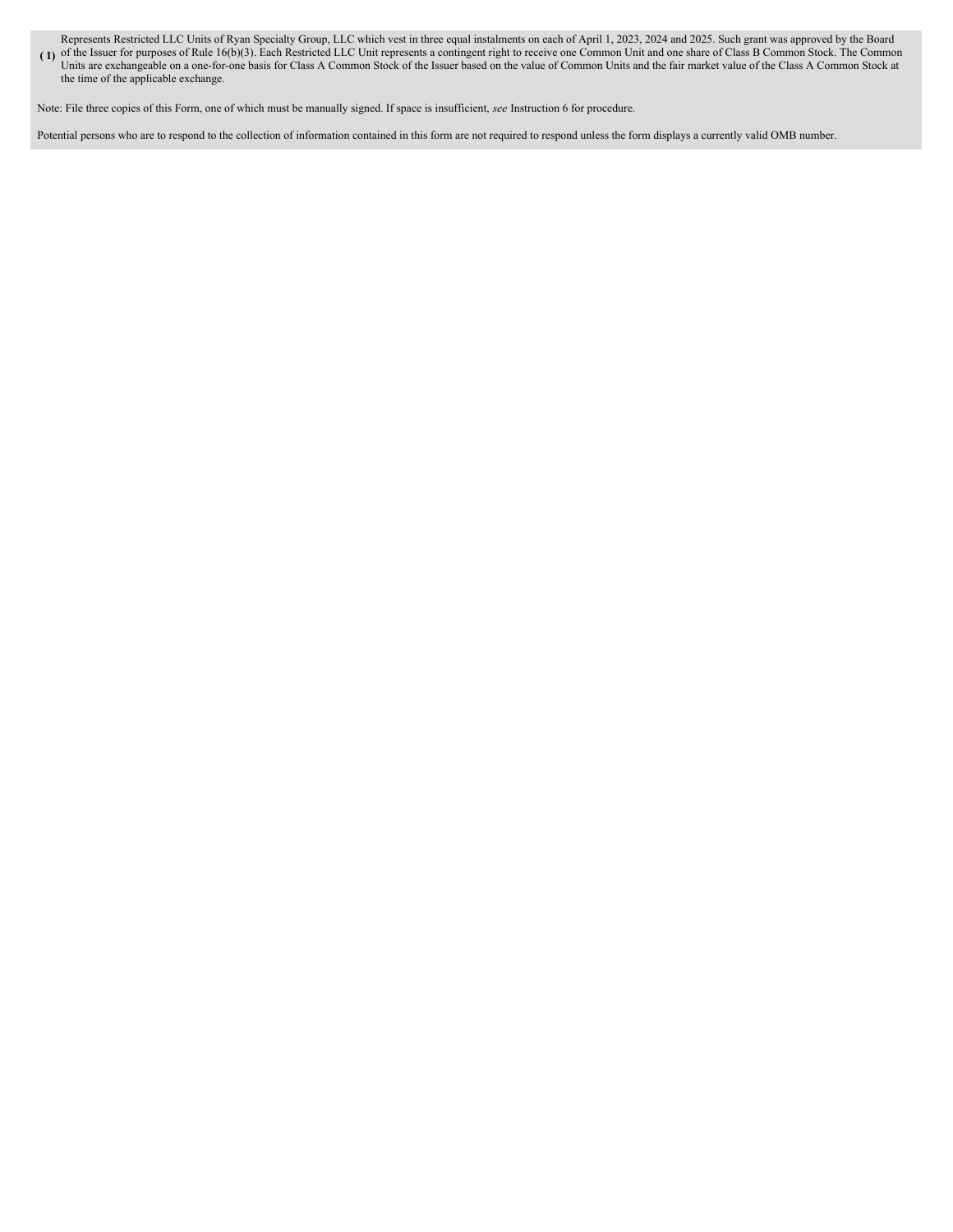(1) Represents Restricted LLC Units of Ryan Specialty Group, LLC which vest in three equal instalments on each of April 1, 2023, 2024 and 2025. Such grant was approved by the Board of the Issuer for purposes of Rule 16(b)(3). Each Restricted LLC Unit represents a contingent right to receive one Common Unit and one share of Class B Common Stock. The Common Units are exchangeable on a one-for-one basis for Class A Common Stock of the Issuer based on the value of Common Units and the fair market value of the Class A Common Stock at the time of the applicable exchange.

Note: File three copies of this Form, one of which must be manually signed. If space is insufficient, *see* Instruction 6 for procedure.

Potential persons who are to respond to the collection of information contained in this form are not required to respond unless the form displays a currently valid OMB number.